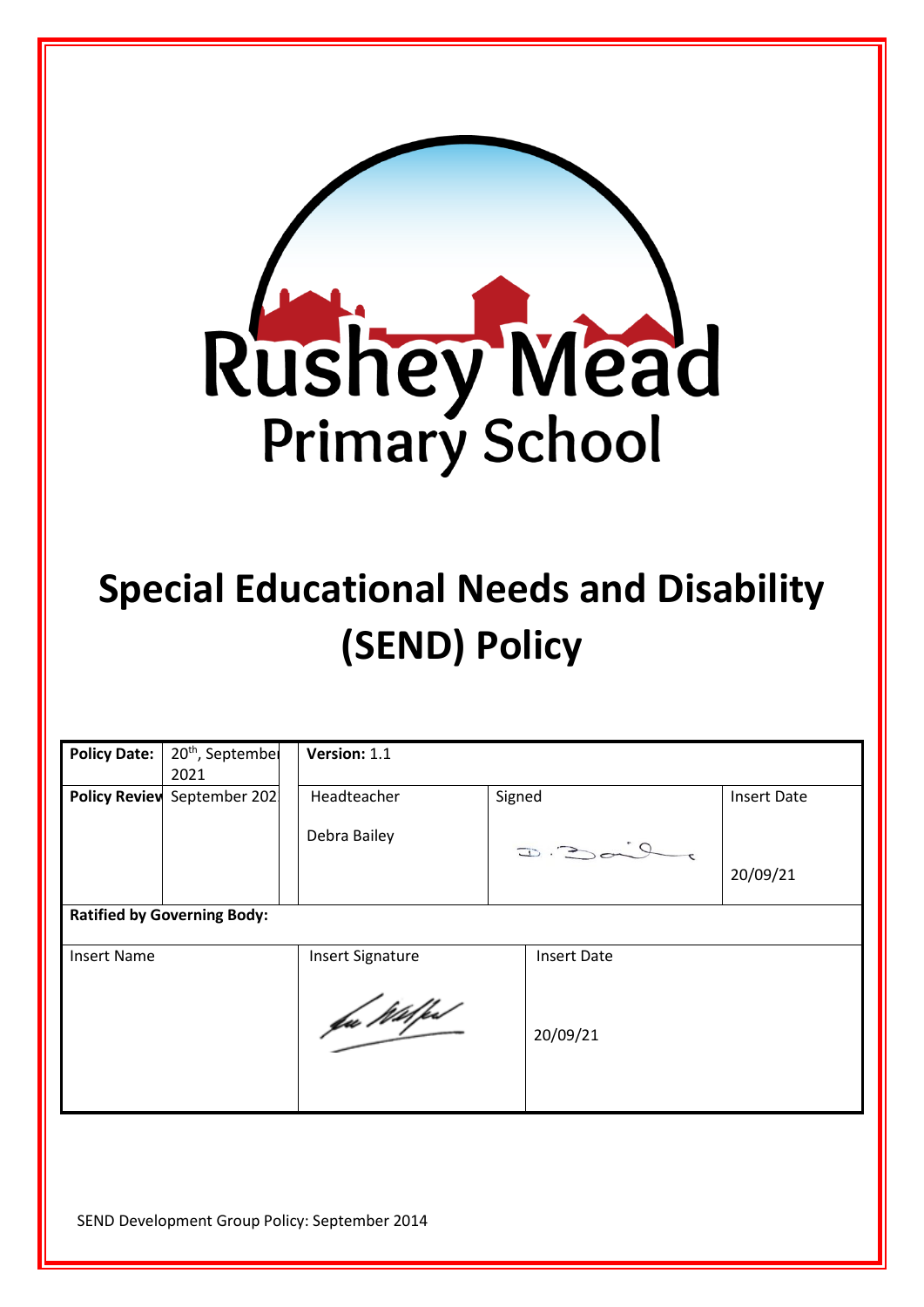# Rushey Mead Primary School

# Special Educational Needs and Disability (SEND) Policy

| Policy Date: | 20th, September 2021 | Version: 1.1 | | |
|---|---|---|---|---|
| Policy Review | September 202 | Headteacher<br><br>Debra Bailey | Signed | Insert Date<br><br>20/09/21 |
| **Ratified by Governing Body:** | | | | |
| Insert Name | | Insert Signature | Insert Date<br><br>20/09/21 | |

SEND Development Group Policy: September 2014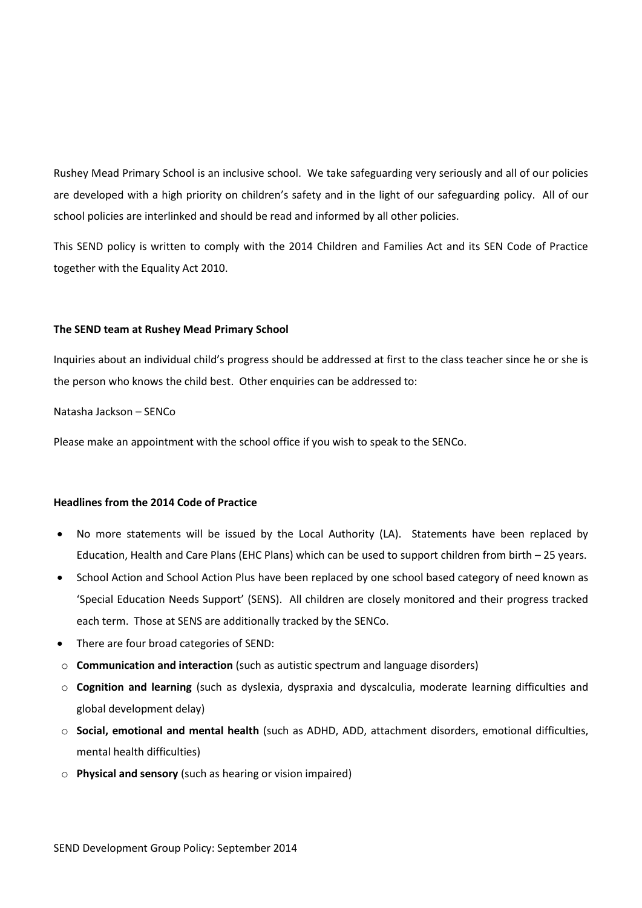Rushey Mead Primary School is an inclusive school. We take safeguarding very seriously and all of our policies are developed with a high priority on children's safety and in the light of our safeguarding policy. All of our school policies are interlinked and should be read and informed by all other policies.

This SEND policy is written to comply with the 2014 Children and Families Act and its SEN Code of Practice together with the Equality Act 2010.

**The SEND team at Rushey Mead Primary School**

Inquiries about an individual child's progress should be addressed at first to the class teacher since he or she is the person who knows the child best. Other enquiries can be addressed to:

Natasha Jackson – SENCo

Please make an appointment with the school office if you wish to speak to the SENCo.

**Headlines from the 2014 Code of Practice**

- No more statements will be issued by the Local Authority (LA). Statements have been replaced by Education, Health and Care Plans (EHC Plans) which can be used to support children from birth – 25 years.
- School Action and School Action Plus have been replaced by one school based category of need known as 'Special Education Needs Support' (SENS). All children are closely monitored and their progress tracked each term. Those at SENS are additionally tracked by the SENCo.
- There are four broad categories of SEND:
  - **Communication and interaction** (such as autistic spectrum and language disorders)
  - **Cognition and learning** (such as dyslexia, dyspraxia and dyscalculia, moderate learning difficulties and global development delay)
  - **Social, emotional and mental health** (such as ADHD, ADD, attachment disorders, emotional difficulties, mental health difficulties)
  - **Physical and sensory** (such as hearing or vision impaired)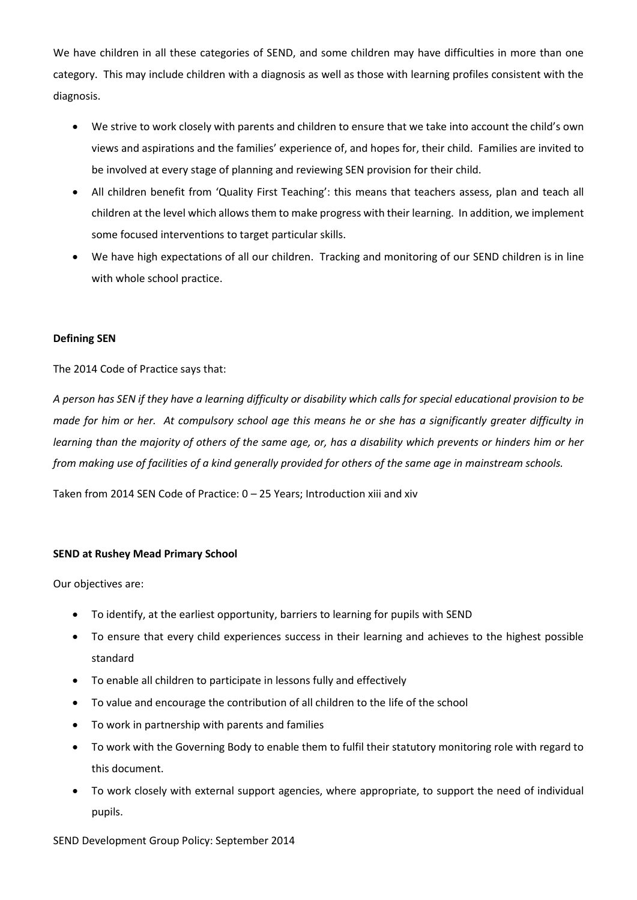We have children in all these categories of SEND, and some children may have difficulties in more than one category. This may include children with a diagnosis as well as those with learning profiles consistent with the diagnosis.

- We strive to work closely with parents and children to ensure that we take into account the child's own views and aspirations and the families' experience of, and hopes for, their child. Families are invited to be involved at every stage of planning and reviewing SEN provision for their child.
- All children benefit from 'Quality First Teaching': this means that teachers assess, plan and teach all children at the level which allows them to make progress with their learning. In addition, we implement some focused interventions to target particular skills.
- We have high expectations of all our children. Tracking and monitoring of our SEND children is in line with whole school practice.

**Defining SEN**

The 2014 Code of Practice says that:

*A person has SEN if they have a learning difficulty or disability which calls for special educational provision to be made for him or her. At compulsory school age this means he or she has a significantly greater difficulty in learning than the majority of others of the same age, or, has a disability which prevents or hinders him or her from making use of facilities of a kind generally provided for others of the same age in mainstream schools.*

Taken from 2014 SEN Code of Practice: 0 – 25 Years; Introduction xiii and xiv

**SEND at Rushey Mead Primary School**

Our objectives are:

- To identify, at the earliest opportunity, barriers to learning for pupils with SEND
- To ensure that every child experiences success in their learning and achieves to the highest possible standard
- To enable all children to participate in lessons fully and effectively
- To value and encourage the contribution of all children to the life of the school
- To work in partnership with parents and families
- To work with the Governing Body to enable them to fulfil their statutory monitoring role with regard to this document.
- To work closely with external support agencies, where appropriate, to support the need of individual pupils.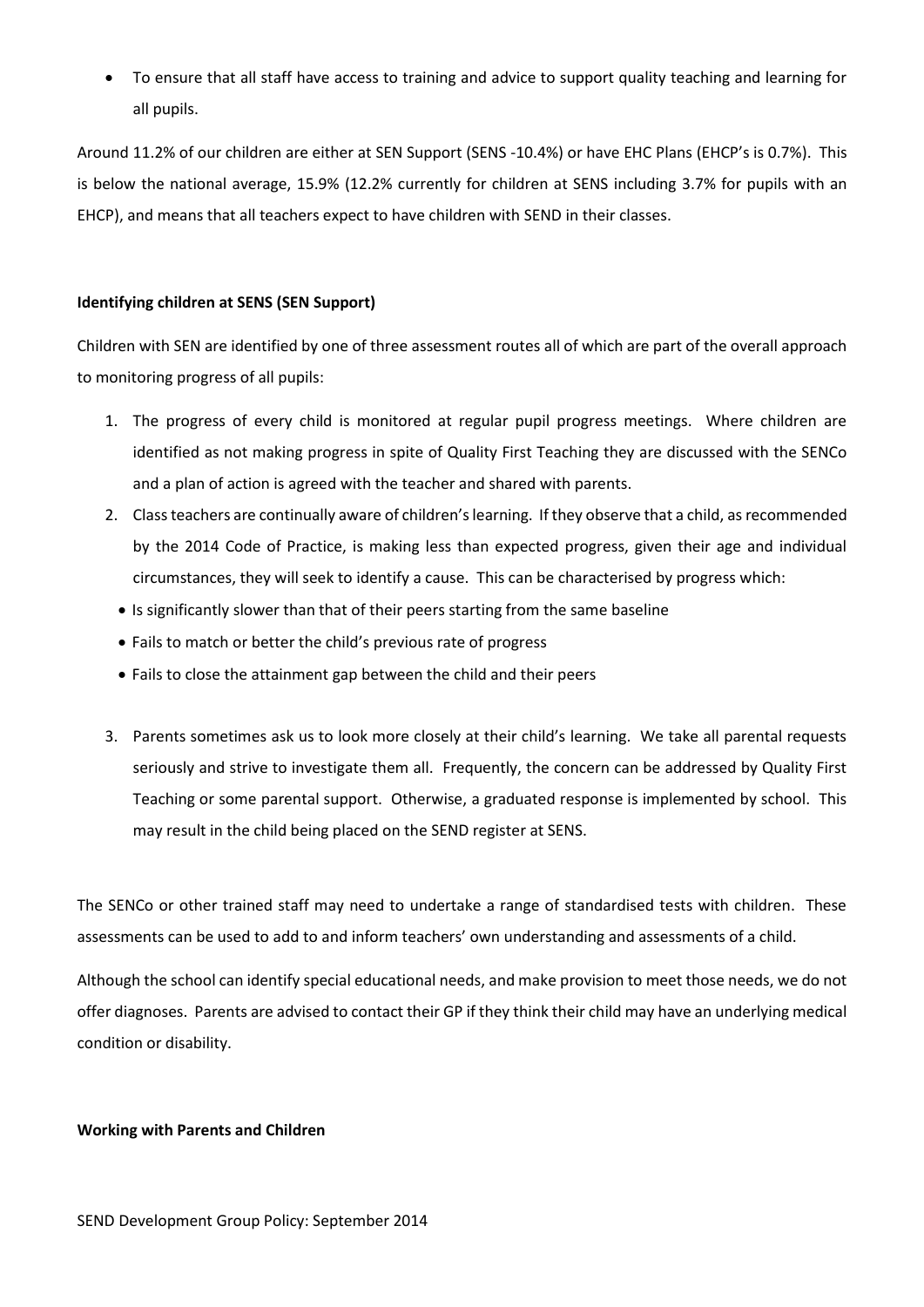- To ensure that all staff have access to training and advice to support quality teaching and learning for all pupils.

Around 11.2% of our children are either at SEN Support (SENS -10.4%) or have EHC Plans (EHCP's is 0.7%). This is below the national average, 15.9% (12.2% currently for children at SENS including 3.7% for pupils with an EHCP), and means that all teachers expect to have children with SEND in their classes.

**Identifying children at SENS (SEN Support)**

Children with SEN are identified by one of three assessment routes all of which are part of the overall approach to monitoring progress of all pupils:

1. The progress of every child is monitored at regular pupil progress meetings. Where children are identified as not making progress in spite of Quality First Teaching they are discussed with the SENCo and a plan of action is agreed with the teacher and shared with parents.
2. Class teachers are continually aware of children's learning. If they observe that a child, as recommended by the 2014 Code of Practice, is making less than expected progress, given their age and individual circumstances, they will seek to identify a cause. This can be characterised by progress which:
   - Is significantly slower than that of their peers starting from the same baseline
   - Fails to match or better the child's previous rate of progress
   - Fails to close the attainment gap between the child and their peers
3. Parents sometimes ask us to look more closely at their child's learning. We take all parental requests seriously and strive to investigate them all. Frequently, the concern can be addressed by Quality First Teaching or some parental support. Otherwise, a graduated response is implemented by school. This may result in the child being placed on the SEND register at SENS.

The SENCo or other trained staff may need to undertake a range of standardised tests with children. These assessments can be used to add to and inform teachers' own understanding and assessments of a child.

Although the school can identify special educational needs, and make provision to meet those needs, we do not offer diagnoses. Parents are advised to contact their GP if they think their child may have an underlying medical condition or disability.

**Working with Parents and Children**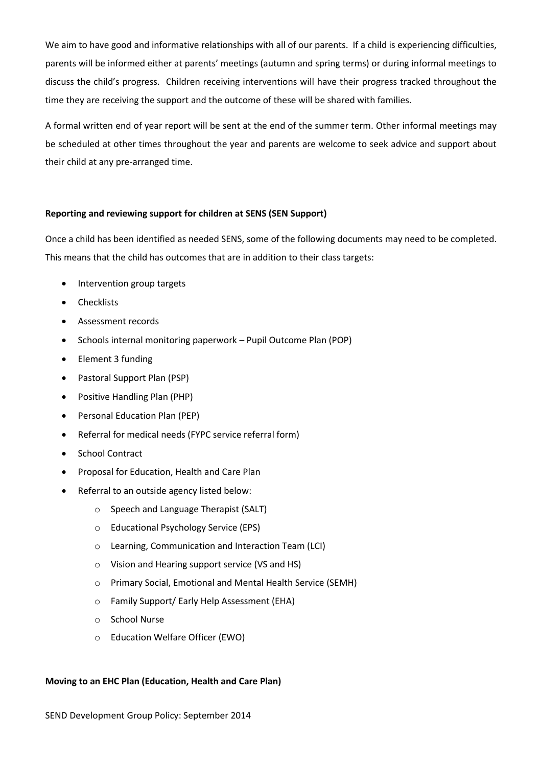We aim to have good and informative relationships with all of our parents. If a child is experiencing difficulties, parents will be informed either at parents' meetings (autumn and spring terms) or during informal meetings to discuss the child's progress. Children receiving interventions will have their progress tracked throughout the time they are receiving the support and the outcome of these will be shared with families.

A formal written end of year report will be sent at the end of the summer term. Other informal meetings may be scheduled at other times throughout the year and parents are welcome to seek advice and support about their child at any pre-arranged time.

**Reporting and reviewing support for children at SENS (SEN Support)**

Once a child has been identified as needed SENS, some of the following documents may need to be completed. This means that the child has outcomes that are in addition to their class targets:

- Intervention group targets
- Checklists
- Assessment records
- Schools internal monitoring paperwork – Pupil Outcome Plan (POP)
- Element 3 funding
- Pastoral Support Plan (PSP)
- Positive Handling Plan (PHP)
- Personal Education Plan (PEP)
- Referral for medical needs (FYPC service referral form)
- School Contract
- Proposal for Education, Health and Care Plan
- Referral to an outside agency listed below:
  - Speech and Language Therapist (SALT)
  - Educational Psychology Service (EPS)
  - Learning, Communication and Interaction Team (LCI)
  - Vision and Hearing support service (VS and HS)
  - Primary Social, Emotional and Mental Health Service (SEMH)
  - Family Support/ Early Help Assessment (EHA)
  - School Nurse
  - Education Welfare Officer (EWO)

**Moving to an EHC Plan (Education, Health and Care Plan)**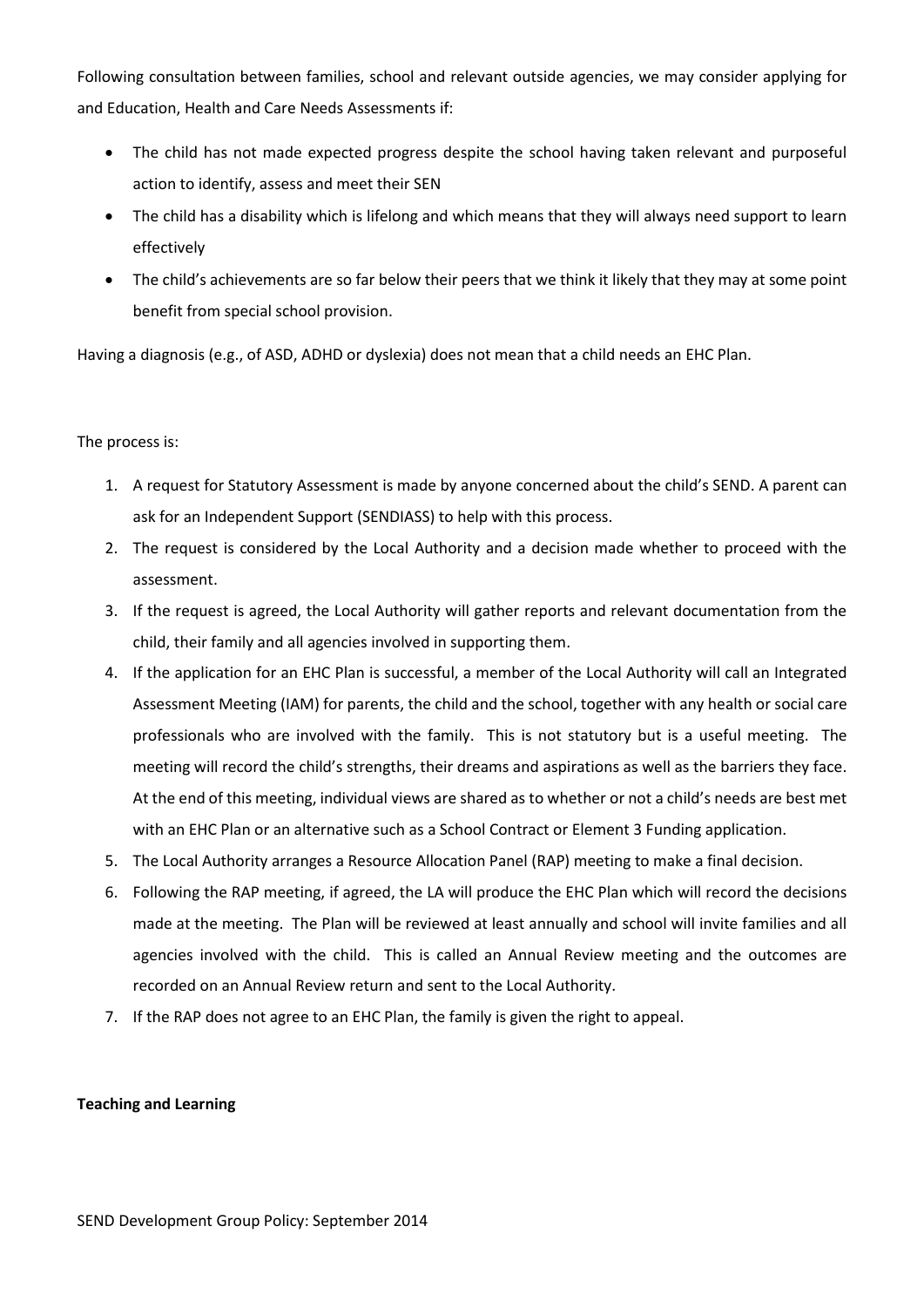Following consultation between families, school and relevant outside agencies, we may consider applying for and Education, Health and Care Needs Assessments if:

- The child has not made expected progress despite the school having taken relevant and purposeful action to identify, assess and meet their SEN
- The child has a disability which is lifelong and which means that they will always need support to learn effectively
- The child's achievements are so far below their peers that we think it likely that they may at some point benefit from special school provision.

Having a diagnosis (e.g., of ASD, ADHD or dyslexia) does not mean that a child needs an EHC Plan.

The process is:

1. A request for Statutory Assessment is made by anyone concerned about the child's SEND. A parent can ask for an Independent Support (SENDIASS) to help with this process.
2. The request is considered by the Local Authority and a decision made whether to proceed with the assessment.
3. If the request is agreed, the Local Authority will gather reports and relevant documentation from the child, their family and all agencies involved in supporting them.
4. If the application for an EHC Plan is successful, a member of the Local Authority will call an Integrated Assessment Meeting (IAM) for parents, the child and the school, together with any health or social care professionals who are involved with the family. This is not statutory but is a useful meeting. The meeting will record the child's strengths, their dreams and aspirations as well as the barriers they face. At the end of this meeting, individual views are shared as to whether or not a child's needs are best met with an EHC Plan or an alternative such as a School Contract or Element 3 Funding application.
5. The Local Authority arranges a Resource Allocation Panel (RAP) meeting to make a final decision.
6. Following the RAP meeting, if agreed, the LA will produce the EHC Plan which will record the decisions made at the meeting. The Plan will be reviewed at least annually and school will invite families and all agencies involved with the child. This is called an Annual Review meeting and the outcomes are recorded on an Annual Review return and sent to the Local Authority.
7. If the RAP does not agree to an EHC Plan, the family is given the right to appeal.

**Teaching and Learning**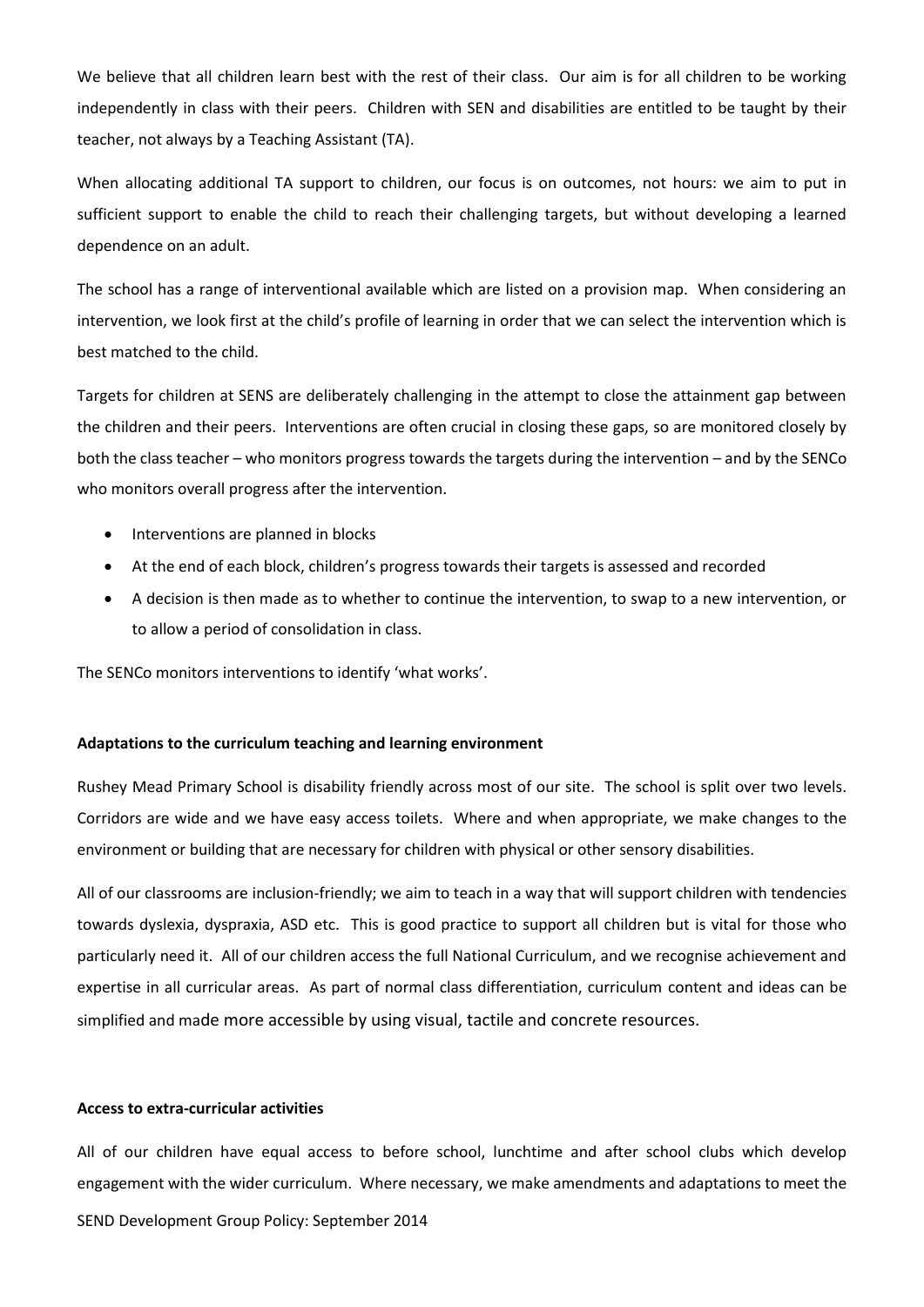We believe that all children learn best with the rest of their class. Our aim is for all children to be working independently in class with their peers. Children with SEN and disabilities are entitled to be taught by their teacher, not always by a Teaching Assistant (TA).

When allocating additional TA support to children, our focus is on outcomes, not hours: we aim to put in sufficient support to enable the child to reach their challenging targets, but without developing a learned dependence on an adult.

The school has a range of interventional available which are listed on a provision map. When considering an intervention, we look first at the child's profile of learning in order that we can select the intervention which is best matched to the child.

Targets for children at SENS are deliberately challenging in the attempt to close the attainment gap between the children and their peers. Interventions are often crucial in closing these gaps, so are monitored closely by both the class teacher – who monitors progress towards the targets during the intervention – and by the SENCo who monitors overall progress after the intervention.

- Interventions are planned in blocks
- At the end of each block, children's progress towards their targets is assessed and recorded
- A decision is then made as to whether to continue the intervention, to swap to a new intervention, or to allow a period of consolidation in class.

The SENCo monitors interventions to identify 'what works'.

**Adaptations to the curriculum teaching and learning environment**

Rushey Mead Primary School is disability friendly across most of our site. The school is split over two levels. Corridors are wide and we have easy access toilets. Where and when appropriate, we make changes to the environment or building that are necessary for children with physical or other sensory disabilities.

All of our classrooms are inclusion-friendly; we aim to teach in a way that will support children with tendencies towards dyslexia, dyspraxia, ASD etc. This is good practice to support all children but is vital for those who particularly need it. All of our children access the full National Curriculum, and we recognise achievement and expertise in all curricular areas. As part of normal class differentiation, curriculum content and ideas can be simplified and made more accessible by using visual, tactile and concrete resources.

**Access to extra-curricular activities**

All of our children have equal access to before school, lunchtime and after school clubs which develop engagement with the wider curriculum. Where necessary, we make amendments and adaptations to meet the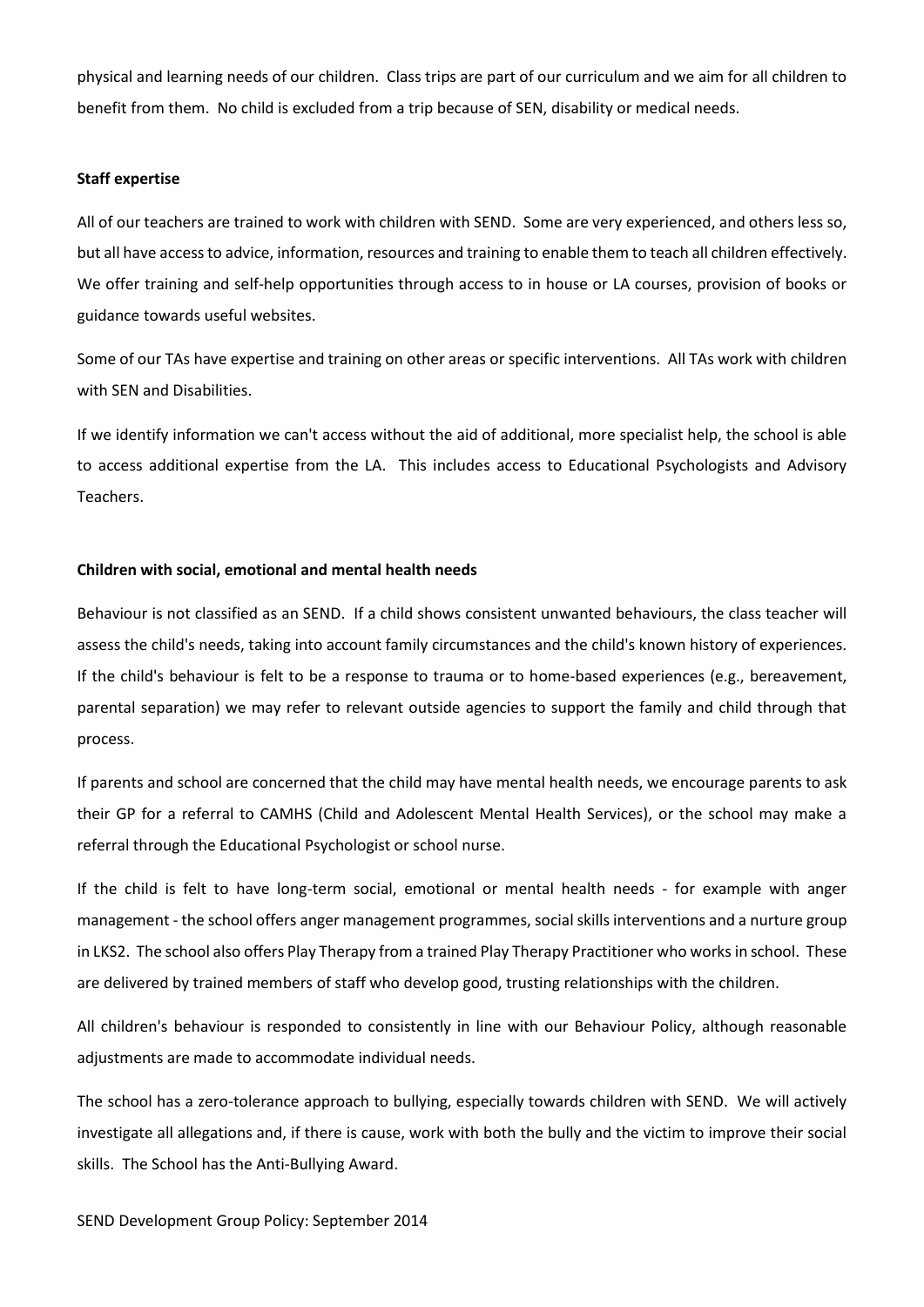physical and learning needs of our children. Class trips are part of our curriculum and we aim for all children to benefit from them. No child is excluded from a trip because of SEN, disability or medical needs.

**Staff expertise**

All of our teachers are trained to work with children with SEND. Some are very experienced, and others less so, but all have access to advice, information, resources and training to enable them to teach all children effectively. We offer training and self-help opportunities through access to in house or LA courses, provision of books or guidance towards useful websites.

Some of our TAs have expertise and training on other areas or specific interventions. All TAs work with children with SEN and Disabilities.

If we identify information we can't access without the aid of additional, more specialist help, the school is able to access additional expertise from the LA. This includes access to Educational Psychologists and Advisory Teachers.

**Children with social, emotional and mental health needs**

Behaviour is not classified as an SEND. If a child shows consistent unwanted behaviours, the class teacher will assess the child's needs, taking into account family circumstances and the child's known history of experiences. If the child's behaviour is felt to be a response to trauma or to home-based experiences (e.g., bereavement, parental separation) we may refer to relevant outside agencies to support the family and child through that process.

If parents and school are concerned that the child may have mental health needs, we encourage parents to ask their GP for a referral to CAMHS (Child and Adolescent Mental Health Services), or the school may make a referral through the Educational Psychologist or school nurse.

If the child is felt to have long-term social, emotional or mental health needs - for example with anger management - the school offers anger management programmes, social skills interventions and a nurture group in LKS2. The school also offers Play Therapy from a trained Play Therapy Practitioner who works in school. These are delivered by trained members of staff who develop good, trusting relationships with the children.

All children's behaviour is responded to consistently in line with our Behaviour Policy, although reasonable adjustments are made to accommodate individual needs.

The school has a zero-tolerance approach to bullying, especially towards children with SEND. We will actively investigate all allegations and, if there is cause, work with both the bully and the victim to improve their social skills. The School has the Anti-Bullying Award.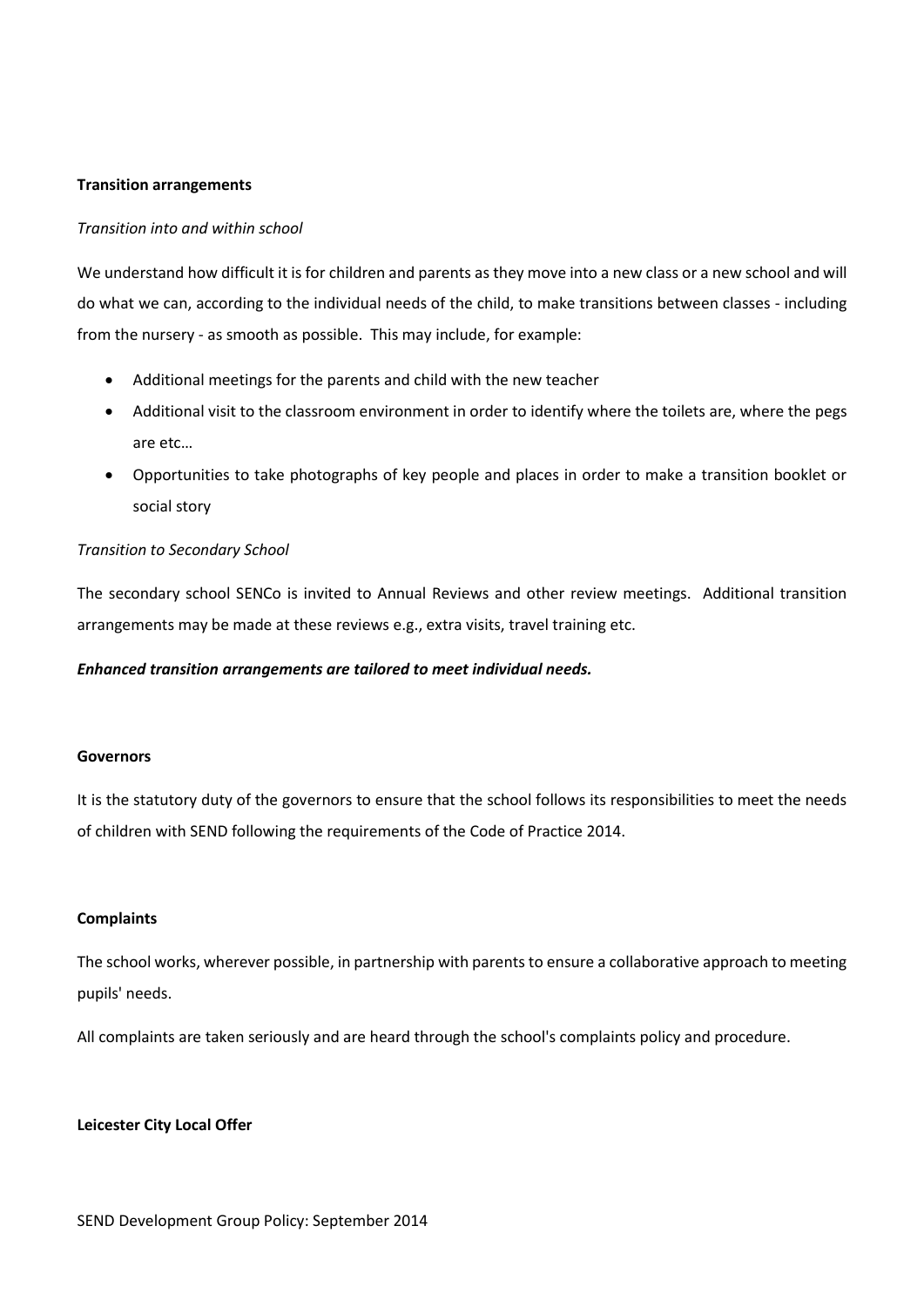**Transition arrangements**

*Transition into and within school*

We understand how difficult it is for children and parents as they move into a new class or a new school and will do what we can, according to the individual needs of the child, to make transitions between classes - including from the nursery - as smooth as possible. This may include, for example:

- Additional meetings for the parents and child with the new teacher
- Additional visit to the classroom environment in order to identify where the toilets are, where the pegs are etc…
- Opportunities to take photographs of key people and places in order to make a transition booklet or social story

*Transition to Secondary School*

The secondary school SENCo is invited to Annual Reviews and other review meetings. Additional transition arrangements may be made at these reviews e.g., extra visits, travel training etc.

***Enhanced transition arrangements are tailored to meet individual needs.***

**Governors**

It is the statutory duty of the governors to ensure that the school follows its responsibilities to meet the needs of children with SEND following the requirements of the Code of Practice 2014.

**Complaints**

The school works, wherever possible, in partnership with parents to ensure a collaborative approach to meeting pupils' needs.

All complaints are taken seriously and are heard through the school's complaints policy and procedure.

**Leicester City Local Offer**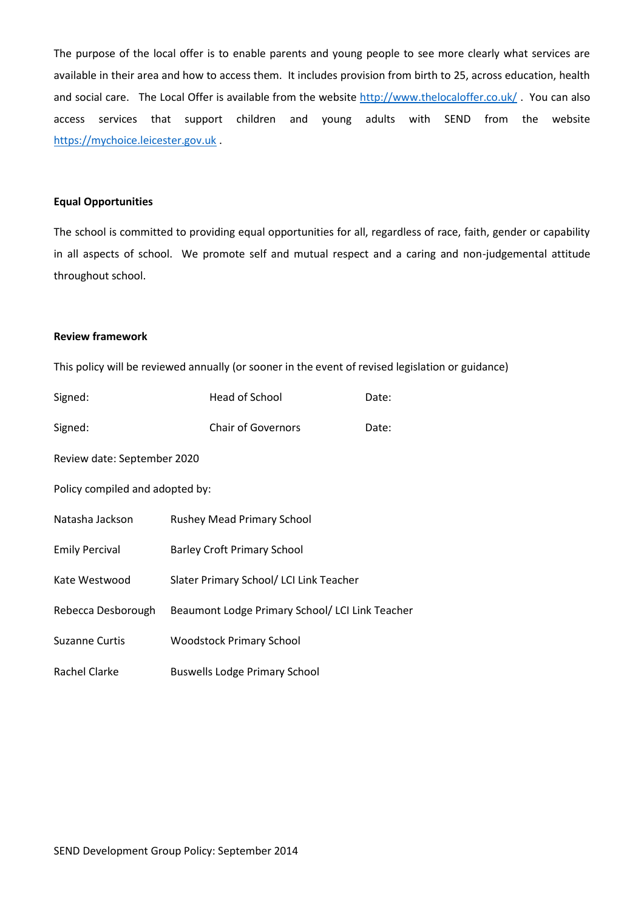The purpose of the local offer is to enable parents and young people to see more clearly what services are available in their area and how to access them. It includes provision from birth to 25, across education, health and social care. The Local Offer is available from the website http://www.thelocaloffer.co.uk/ . You can also access services that support children and young adults with SEND from the website https://mychoice.leicester.gov.uk .

**Equal Opportunities**

The school is committed to providing equal opportunities for all, regardless of race, faith, gender or capability in all aspects of school. We promote self and mutual respect and a caring and non-judgemental attitude throughout school.

**Review framework**

This policy will be reviewed annually (or sooner in the event of revised legislation or guidance)

| | | |
|---|---|---|
| Signed: | Head of School | Date: |
| Signed: | Chair of Governors | Date: |

Review date: September 2020

Policy compiled and adopted by:

| | |
|---|---|
| Natasha Jackson | Rushey Mead Primary School |
| Emily Percival | Barley Croft Primary School |
| Kate Westwood | Slater Primary School/ LCI Link Teacher |
| Rebecca Desborough | Beaumont Lodge Primary School/ LCI Link Teacher |
| Suzanne Curtis | Woodstock Primary School |
| Rachel Clarke | Buswells Lodge Primary School |

SEND Development Group Policy: September 2014